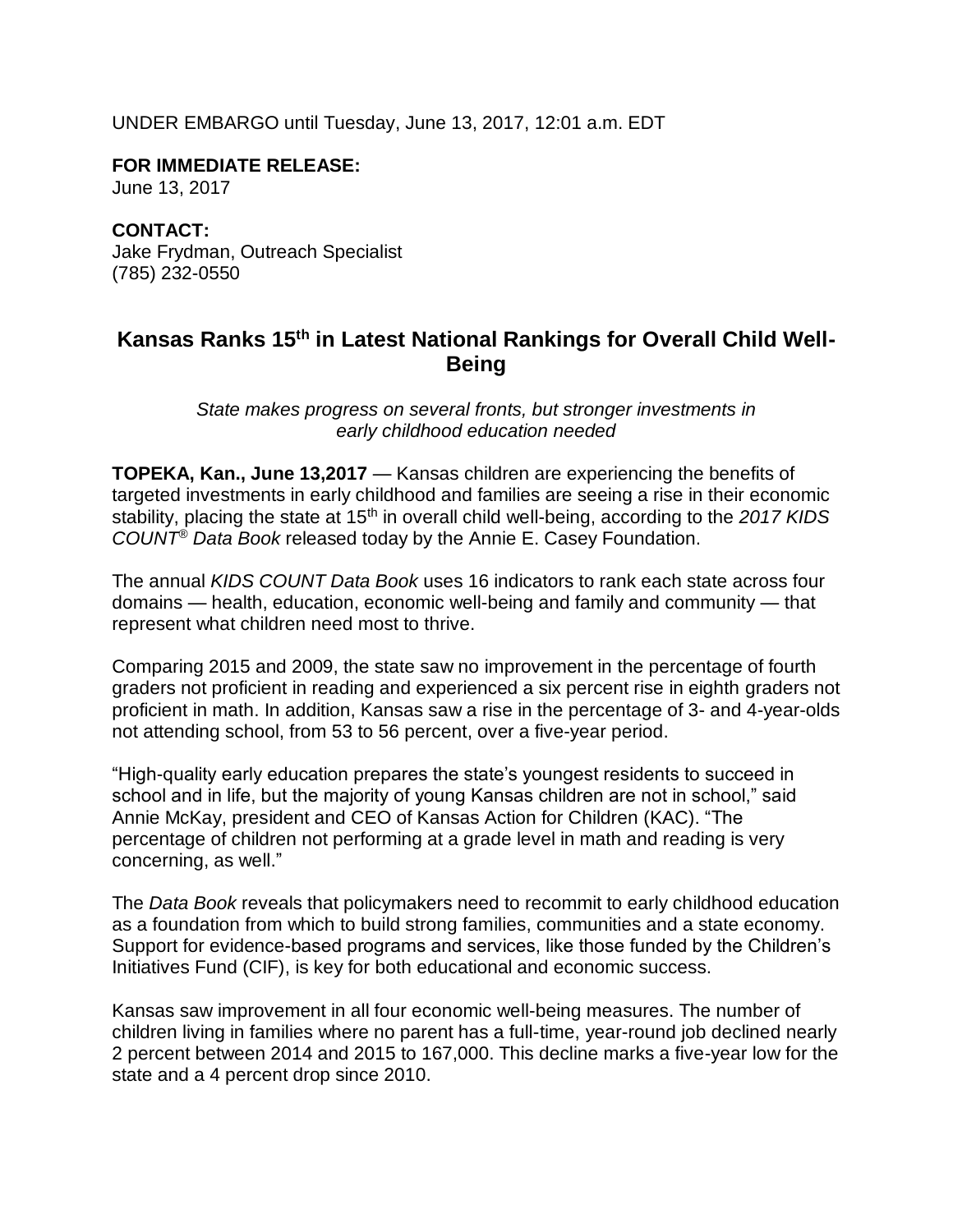UNDER EMBARGO until Tuesday, June 13, 2017, 12:01 a.m. EDT

**FOR IMMEDIATE RELEASE:**
June 13, 2017

**CONTACT:**
Jake Frydman, Outreach Specialist
(785) 232-0550

# Kansas Ranks 15th in Latest National Rankings for Overall Child Well-Being

*State makes progress on several fronts, but stronger investments in early childhood education needed*

**TOPEKA, Kan., June 13,2017** — Kansas children are experiencing the benefits of targeted investments in early childhood and families are seeing a rise in their economic stability, placing the state at 15th in overall child well-being, according to the *2017 KIDS COUNT® Data Book* released today by the Annie E. Casey Foundation.

The annual *KIDS COUNT Data Book* uses 16 indicators to rank each state across four domains — health, education, economic well-being and family and community — that represent what children need most to thrive.

Comparing 2015 and 2009, the state saw no improvement in the percentage of fourth graders not proficient in reading and experienced a six percent rise in eighth graders not proficient in math. In addition, Kansas saw a rise in the percentage of 3- and 4-year-olds not attending school, from 53 to 56 percent, over a five-year period.

"High-quality early education prepares the state's youngest residents to succeed in school and in life, but the majority of young Kansas children are not in school," said Annie McKay, president and CEO of Kansas Action for Children (KAC). "The percentage of children not performing at a grade level in math and reading is very concerning, as well."

The *Data Book* reveals that policymakers need to recommit to early childhood education as a foundation from which to build strong families, communities and a state economy. Support for evidence-based programs and services, like those funded by the Children's Initiatives Fund (CIF), is key for both educational and economic success.

Kansas saw improvement in all four economic well-being measures. The number of children living in families where no parent has a full-time, year-round job declined nearly 2 percent between 2014 and 2015 to 167,000. This decline marks a five-year low for the state and a 4 percent drop since 2010.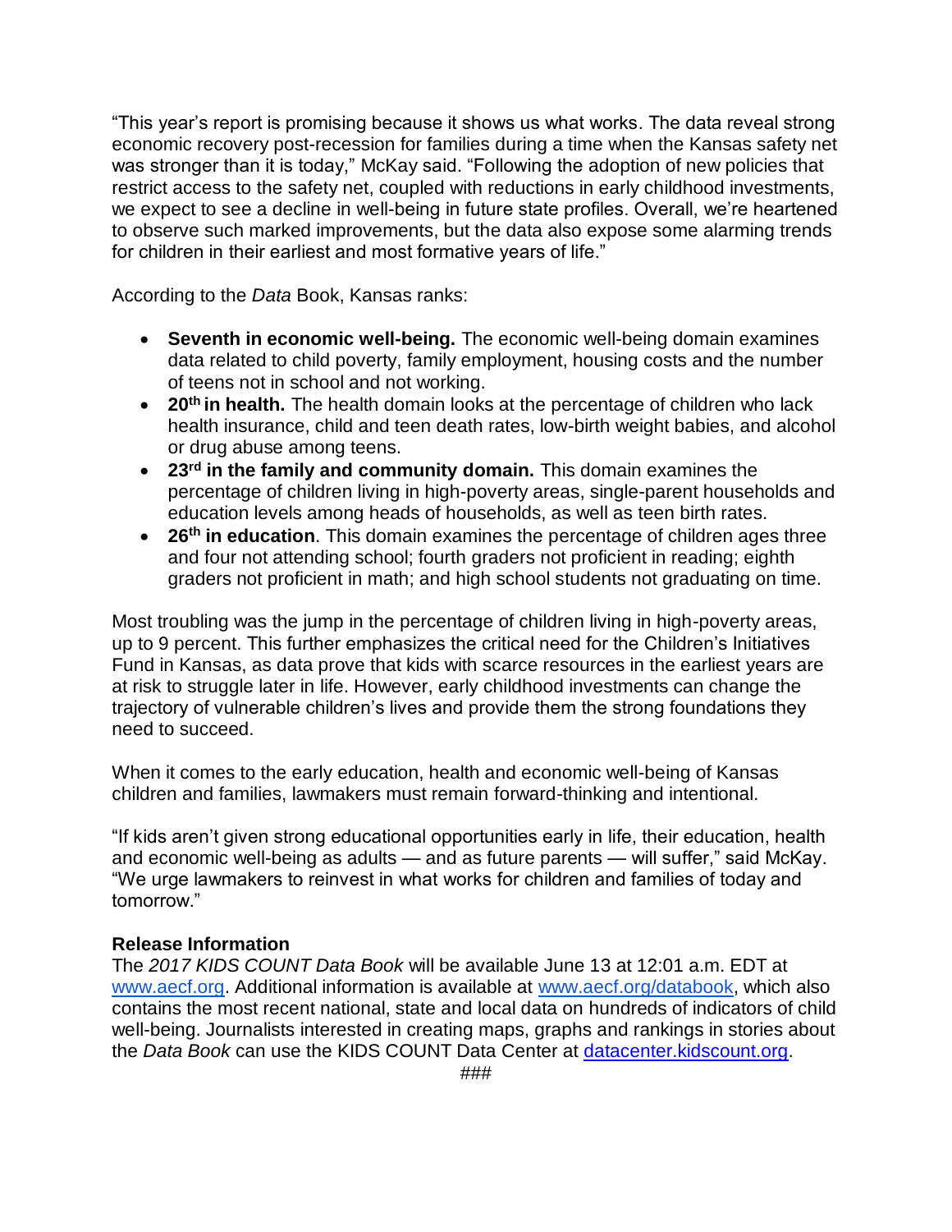"This year's report is promising because it shows us what works. The data reveal strong economic recovery post-recession for families during a time when the Kansas safety net was stronger than it is today," McKay said. "Following the adoption of new policies that restrict access to the safety net, coupled with reductions in early childhood investments, we expect to see a decline in well-being in future state profiles. Overall, we're heartened to observe such marked improvements, but the data also expose some alarming trends for children in their earliest and most formative years of life."

According to the *Data* Book, Kansas ranks:

- **Seventh in economic well-being.** The economic well-being domain examines data related to child poverty, family employment, housing costs and the number of teens not in school and not working.
- **20th in health.** The health domain looks at the percentage of children who lack health insurance, child and teen death rates, low-birth weight babies, and alcohol or drug abuse among teens.
- **23rd in the family and community domain.** This domain examines the percentage of children living in high-poverty areas, single-parent households and education levels among heads of households, as well as teen birth rates.
- **26th in education**. This domain examines the percentage of children ages three and four not attending school; fourth graders not proficient in reading; eighth graders not proficient in math; and high school students not graduating on time.

Most troubling was the jump in the percentage of children living in high-poverty areas, up to 9 percent. This further emphasizes the critical need for the Children's Initiatives Fund in Kansas, as data prove that kids with scarce resources in the earliest years are at risk to struggle later in life. However, early childhood investments can change the trajectory of vulnerable children's lives and provide them the strong foundations they need to succeed.

When it comes to the early education, health and economic well-being of Kansas children and families, lawmakers must remain forward-thinking and intentional.

"If kids aren't given strong educational opportunities early in life, their education, health and economic well-being as adults — and as future parents — will suffer," said McKay. "We urge lawmakers to reinvest in what works for children and families of today and tomorrow."

**Release Information**

The *2017 KIDS COUNT Data Book* will be available June 13 at 12:01 a.m. EDT at [www.aecf.org](www.aecf.org). Additional information is available at [www.aecf.org/databook](www.aecf.org/databook), which also contains the most recent national, state and local data on hundreds of indicators of child well-being. Journalists interested in creating maps, graphs and rankings in stories about the *Data Book* can use the KIDS COUNT Data Center at [datacenter.kidscount.org](datacenter.kidscount.org).

###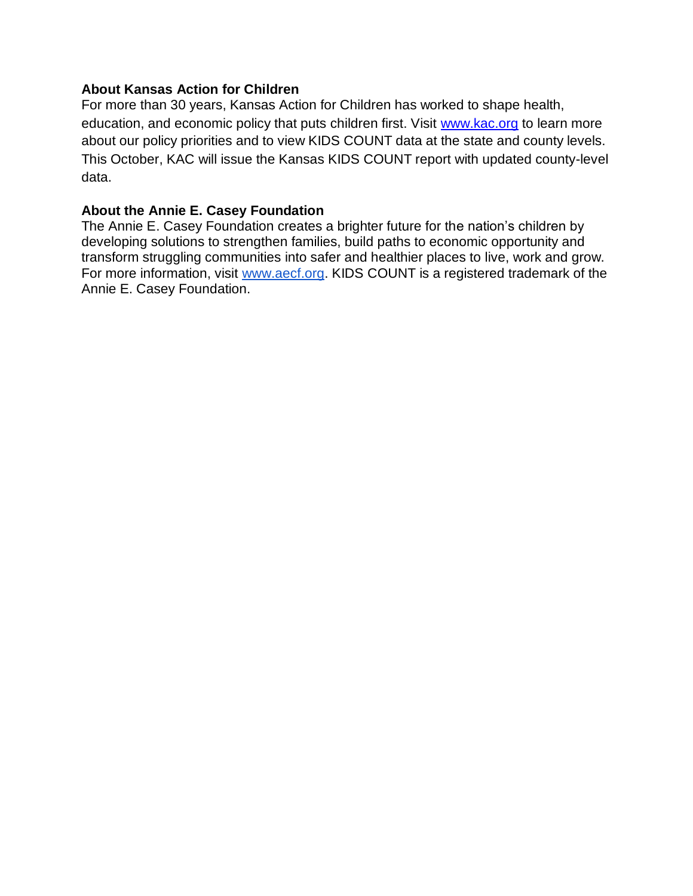**About Kansas Action for Children**

For more than 30 years, Kansas Action for Children has worked to shape health, education, and economic policy that puts children first. Visit [www.kac.org](http://www.kac.org) to learn more about our policy priorities and to view KIDS COUNT data at the state and county levels. This October, KAC will issue the Kansas KIDS COUNT report with updated county-level data.

**About the Annie E. Casey Foundation**

The Annie E. Casey Foundation creates a brighter future for the nation's children by developing solutions to strengthen families, build paths to economic opportunity and transform struggling communities into safer and healthier places to live, work and grow. For more information, visit [www.aecf.org](http://www.aecf.org). KIDS COUNT is a registered trademark of the Annie E. Casey Foundation.